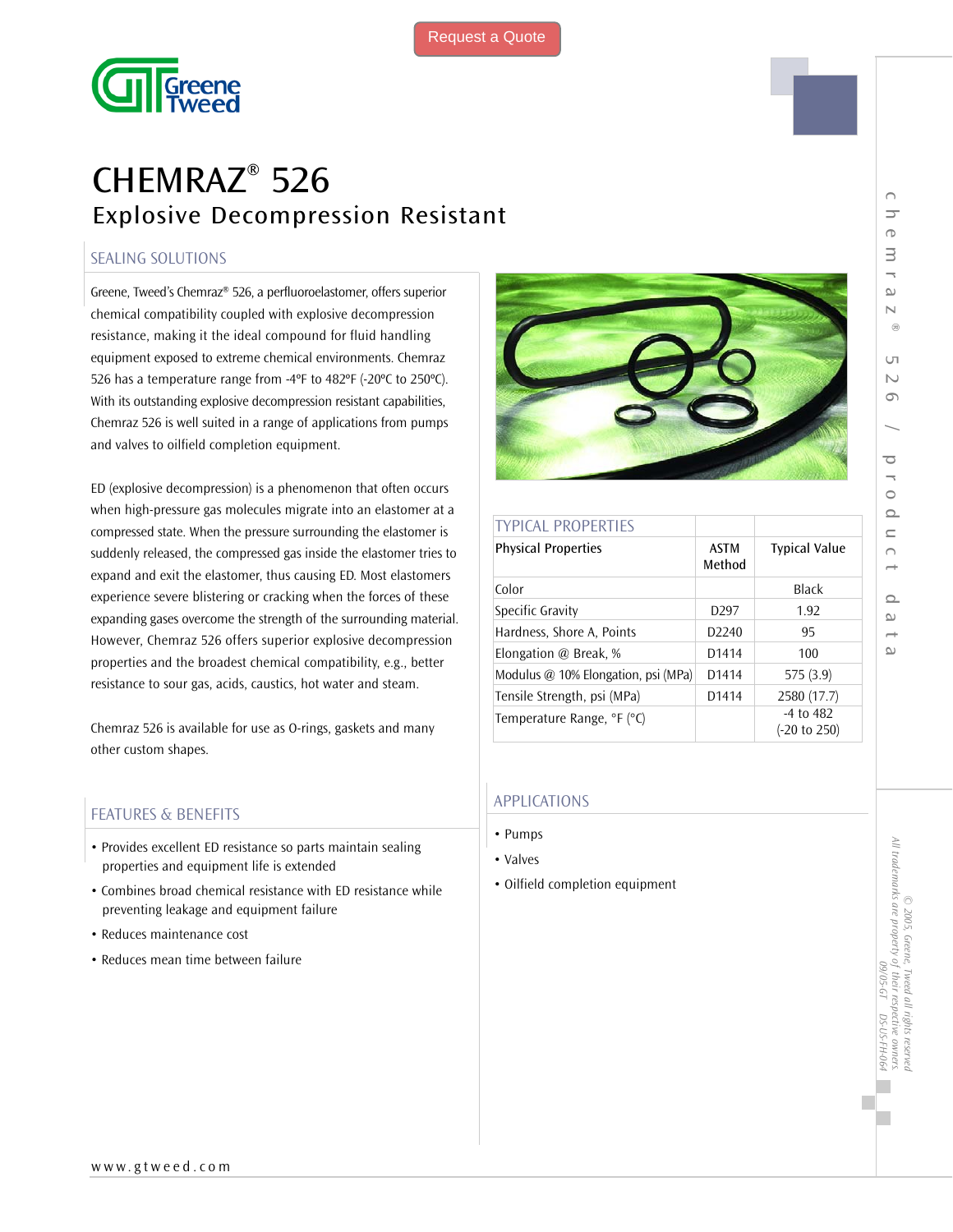Request a Quote

# CHEMRAZ® 526

## Explosive Decompression Resistant

### SEALING SOLUTIONS

Greene, Tweed's Chemraz® 526, a perfluoroelastomer, offers superior chemical compatibility coupled with explosive decompression resistance, making it the ideal compound for fluid handling equipment exposed to extreme chemical environments. Chemraz 526 has a temperature range from -4°F to 482°F (-20°C to 250°C). With its outstanding explosive decompression resistant capabilities, Chemraz 526 is well suited in a range of applications from pumps and valves to oilfield completion equipment.

ED (explosive decompression) is a phenomenon that often occurs when high-pressure gas molecules migrate into an elastomer at a compressed state. When the pressure surrounding the elastomer is suddenly released, the compressed gas inside the elastomer tries to expand and exit the elastomer, thus causing ED. Most elastomers experience severe blistering or cracking when the forces of these expanding gases overcome the strength of the surrounding material. However, Chemraz 526 offers superior explosive decompression properties and the broadest chemical compatibility, e.g., better resistance to sour gas, acids, caustics, hot water and steam.

Chemraz 526 is available for use as O-rings, gaskets and many other custom shapes.

### FEATURES & BENEFITS

- Provides excellent ED resistance so parts maintain sealing properties and equipment life is extended
- Combines broad chemical resistance with ED resistance while preventing leakage and equipment failure
- Reduces maintenance cost
- Reduces mean time between failure

### TYPICAL PROPERTIES

| Physical Properties | ASTM Method | Typical Value |
|---|---|---|
| Color | | Black |
| Specific Gravity | D297 | 1.92 |
| Hardness, Shore A, Points | D2240 | 95 |
| Elongation @ Break, % | D1414 | 100 |
| Modulus @ 10% Elongation, psi (MPa) | D1414 | 575 (3.9) |
| Tensile Strength, psi (MPa) | D1414 | 2580 (17.7) |
| Temperature Range, °F (°C) | | -4 to 482 (-20 to 250) |

### APPLICATIONS

- Pumps
- Valves
- Oilfield completion equipment

chemraz® 526 / product data

© 2005, Greene, Tweed all rights reserved
All trademarks are property of their respective owners.
09/05-GT DS-US-FH-064

www.gtweed.com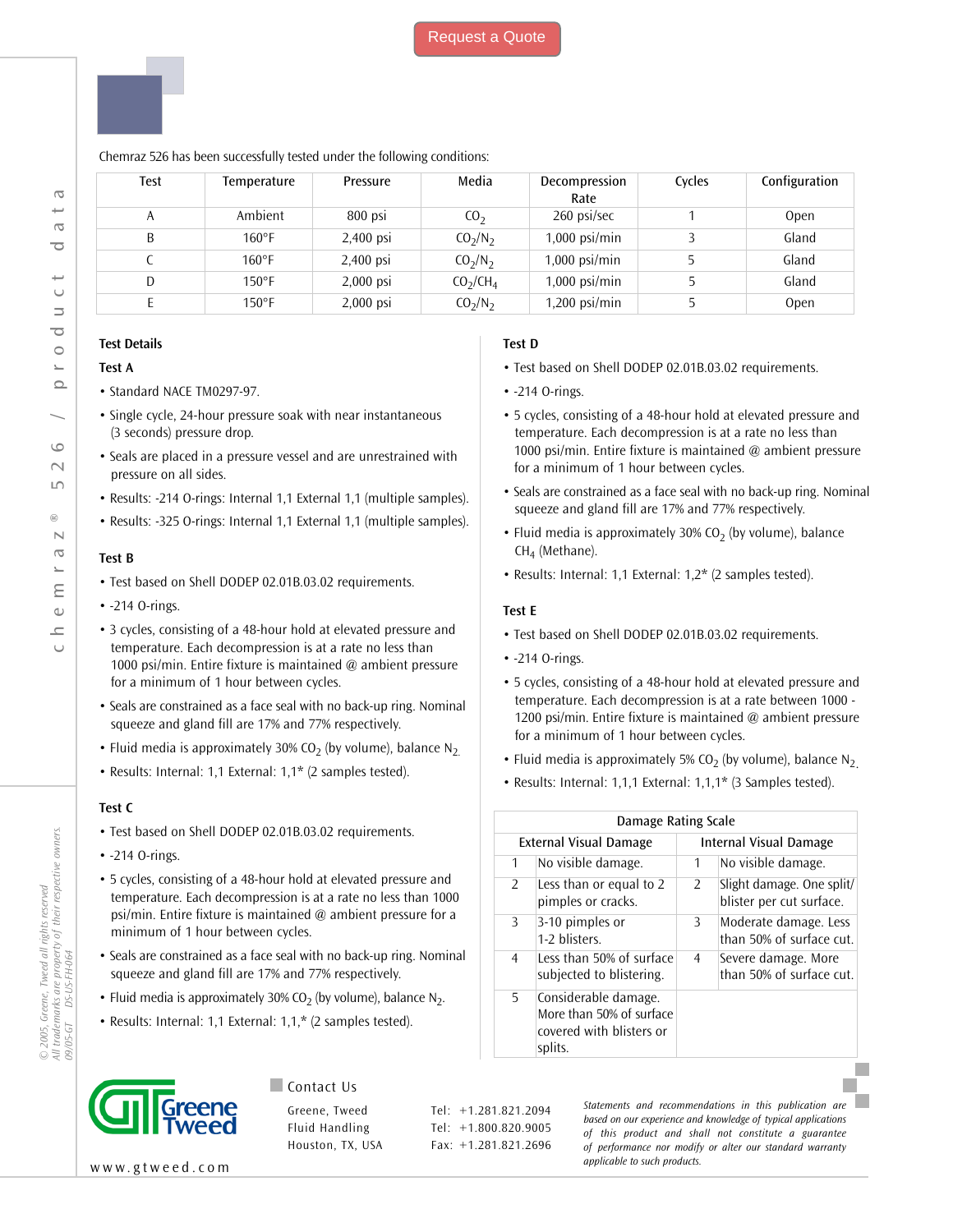Request a Quote

Chemraz 526 has been successfully tested under the following conditions:

| Test | Temperature | Pressure | Media | Decompression Rate | Cycles | Configuration |
|---|---|---|---|---|---|---|
| A | Ambient | 800 psi | $CO_2$ | 260 psi/sec | 1 | Open |
| B | 160°F | 2,400 psi | $CO_2/N_2$ | 1,000 psi/min | 3 | Gland |
| C | 160°F | 2,400 psi | $CO_2/N_2$ | 1,000 psi/min | 5 | Gland |
| D | 150°F | 2,000 psi | $CO_2/CH_4$ | 1,000 psi/min | 5 | Gland |
| E | 150°F | 2,000 psi | $CO_2/N_2$ | 1,200 psi/min | 5 | Open |

## Test Details

### Test A

- Standard NACE TM0297-97.
- Single cycle, 24-hour pressure soak with near instantaneous (3 seconds) pressure drop.
- Seals are placed in a pressure vessel and are unrestrained with pressure on all sides.
- Results: -214 O-rings: Internal 1,1 External 1,1 (multiple samples).
- Results: -325 O-rings: Internal 1,1 External 1,1 (multiple samples).

### Test B

- Test based on Shell DODEP 02.01B.03.02 requirements.
- -214 O-rings.
- 3 cycles, consisting of a 48-hour hold at elevated pressure and temperature. Each decompression is at a rate no less than 1000 psi/min. Entire fixture is maintained @ ambient pressure for a minimum of 1 hour between cycles.
- Seals are constrained as a face seal with no back-up ring. Nominal squeeze and gland fill are 17% and 77% respectively.
- Fluid media is approximately 30% $CO_2$ (by volume), balance $N_2$.
- Results: Internal: 1,1 External: 1,1* (2 samples tested).

### Test C

- Test based on Shell DODEP 02.01B.03.02 requirements.
- -214 O-rings.
- 5 cycles, consisting of a 48-hour hold at elevated pressure and temperature. Each decompression is at a rate no less than 1000 psi/min. Entire fixture is maintained @ ambient pressure for a minimum of 1 hour between cycles.
- Seals are constrained as a face seal with no back-up ring. Nominal squeeze and gland fill are 17% and 77% respectively.
- Fluid media is approximately 30% $CO_2$ (by volume), balance $N_2$.
- Results: Internal: 1,1 External: 1,1,* (2 samples tested).

### Test D

- Test based on Shell DODEP 02.01B.03.02 requirements.
- -214 O-rings.
- 5 cycles, consisting of a 48-hour hold at elevated pressure and temperature. Each decompression is at a rate no less than 1000 psi/min. Entire fixture is maintained @ ambient pressure for a minimum of 1 hour between cycles.
- Seals are constrained as a face seal with no back-up ring. Nominal squeeze and gland fill are 17% and 77% respectively.
- Fluid media is approximately 30% $CO_2$ (by volume), balance $CH_4$ (Methane).
- Results: Internal: 1,1 External: 1,2* (2 samples tested).

### Test E

- Test based on Shell DODEP 02.01B.03.02 requirements.
- -214 O-rings.
- 5 cycles, consisting of a 48-hour hold at elevated pressure and temperature. Each decompression is at a rate between 1000 - 1200 psi/min. Entire fixture is maintained @ ambient pressure for a minimum of 1 hour between cycles.
- Fluid media is approximately 5% $CO_2$ (by volume), balance $N_2$.
- Results: Internal: 1,1,1 External: 1,1,1* (3 Samples tested).

| Damage Rating Scale | | | |
|---|---|---|---|
| External Visual Damage | | Internal Visual Damage | |
| 1 | No visible damage. | 1 | No visible damage. |
| 2 | Less than or equal to 2 pimples or cracks. | 2 | Slight damage. One split/ blister per cut surface. |
| 3 | 3-10 pimples or 1-2 blisters. | 3 | Moderate damage. Less than 50% of surface cut. |
| 4 | Less than 50% of surface subjected to blistering. | 4 | Severe damage. More than 50% of surface cut. |
| 5 | Considerable damage. More than 50% of surface covered with blisters or splits. | | |

Greene Tweed

www.gtweed.com

Contact Us

Greene, Tweed
Fluid Handling
Houston, TX, USA

Tel: +1.281.821.2094
Tel: +1.800.820.9005
Fax: +1.281.821.2696

*Statements and recommendations in this publication are based on our experience and knowledge of typical applications of this product and shall not constitute a guarantee of performance nor modify or alter our standard warranty applicable to such products.*

*© 2005, Greene, Tweed all rights reserved. All trademarks are property of their respective owners. 09/05-GT DS-US-FH-064*